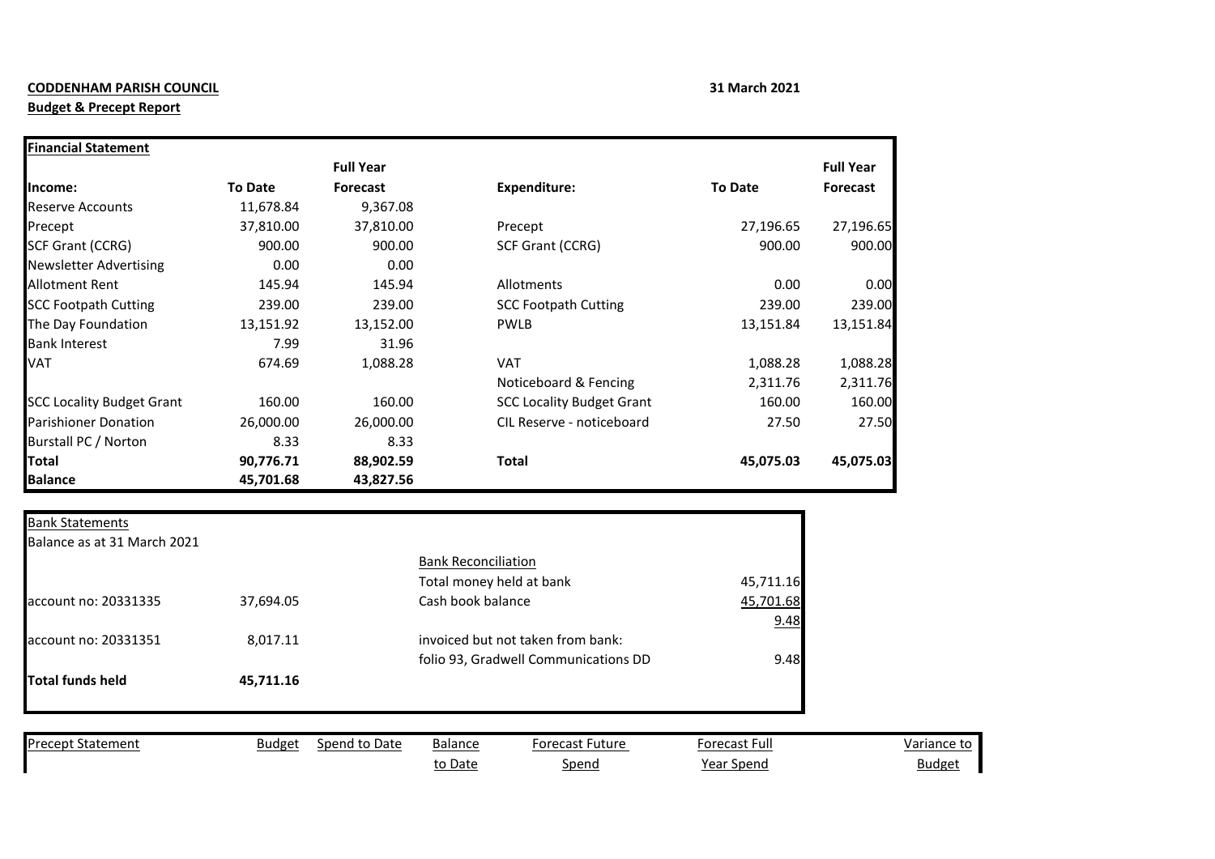**CODDENHAM PARISH COUNCIL**

**Budget & Precept Report**

**31 March 2021**

| **Financial Statement** | | | | | |
|---|---|---|---|---|---|
| | | **Full Year** | | | **Full Year** |
| **Income:** | **To Date** | **Forecast** | **Expenditure:** | **To Date** | **Forecast** |
| Reserve Accounts | 11,678.84 | 9,367.08 | | | |
| Precept | 37,810.00 | 37,810.00 | Precept | 27,196.65 | 27,196.65 |
| SCF Grant (CCRG) | 900.00 | 900.00 | SCF Grant (CCRG) | 900.00 | 900.00 |
| Newsletter Advertising | 0.00 | 0.00 | | | |
| Allotment Rent | 145.94 | 145.94 | Allotments | 0.00 | 0.00 |
| SCC Footpath Cutting | 239.00 | 239.00 | SCC Footpath Cutting | 239.00 | 239.00 |
| The Day Foundation | 13,151.92 | 13,152.00 | PWLB | 13,151.84 | 13,151.84 |
| Bank Interest | 7.99 | 31.96 | | | |
| VAT | 674.69 | 1,088.28 | VAT | 1,088.28 | 1,088.28 |
| | | | Noticeboard & Fencing | 2,311.76 | 2,311.76 |
| SCC Locality Budget Grant | 160.00 | 160.00 | SCC Locality Budget Grant | 160.00 | 160.00 |
| Parishioner Donation | 26,000.00 | 26,000.00 | CIL Reserve - noticeboard | 27.50 | 27.50 |
| Burstall PC / Norton | 8.33 | 8.33 | | | |
| **Total** | **90,776.71** | **88,902.59** | **Total** | **45,075.03** | **45,075.03** |
| **Balance** | **45,701.68** | **43,827.56** | | | |

| Bank Statements | | | |
|---|---|---|---|
| Balance as at 31 March 2021 | | | |
| | | Bank Reconciliation | |
| | | Total money held at bank | 45,711.16 |
| account no: 20331335 | 37,694.05 | Cash book balance | 45,701.68 |
| | | | 9.48 |
| account no: 20331351 | 8,017.11 | invoiced but not taken from bank: | |
| | | folio 93, Gradwell Communications DD | 9.48 |
| **Total funds held** | **45,711.16** | | |

| Precept Statement | Budget | Spend to Date | Balance to Date | Forecast Future Spend | Forecast Full Year Spend | Variance to Budget |
|---|---|---|---|---|---|---|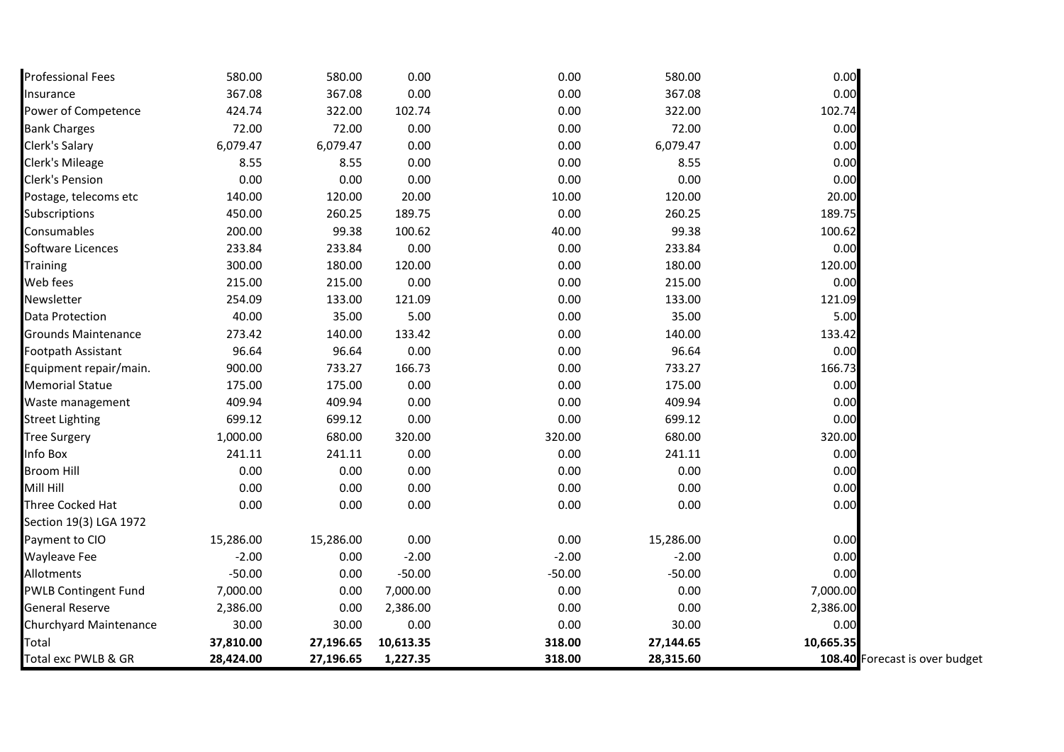| | | | | | | | |
|---|---|---|---|---|---|---|---|
| Professional Fees | 580.00 | 580.00 | 0.00 | 0.00 | 580.00 | 0.00 | |
| Insurance | 367.08 | 367.08 | 0.00 | 0.00 | 367.08 | 0.00 | |
| Power of Competence | 424.74 | 322.00 | 102.74 | 0.00 | 322.00 | 102.74 | |
| Bank Charges | 72.00 | 72.00 | 0.00 | 0.00 | 72.00 | 0.00 | |
| Clerk's Salary | 6,079.47 | 6,079.47 | 0.00 | 0.00 | 6,079.47 | 0.00 | |
| Clerk's Mileage | 8.55 | 8.55 | 0.00 | 0.00 | 8.55 | 0.00 | |
| Clerk's Pension | 0.00 | 0.00 | 0.00 | 0.00 | 0.00 | 0.00 | |
| Postage, telecoms etc | 140.00 | 120.00 | 20.00 | 10.00 | 120.00 | 20.00 | |
| Subscriptions | 450.00 | 260.25 | 189.75 | 0.00 | 260.25 | 189.75 | |
| Consumables | 200.00 | 99.38 | 100.62 | 40.00 | 99.38 | 100.62 | |
| Software Licences | 233.84 | 233.84 | 0.00 | 0.00 | 233.84 | 0.00 | |
| Training | 300.00 | 180.00 | 120.00 | 0.00 | 180.00 | 120.00 | |
| Web fees | 215.00 | 215.00 | 0.00 | 0.00 | 215.00 | 0.00 | |
| Newsletter | 254.09 | 133.00 | 121.09 | 0.00 | 133.00 | 121.09 | |
| Data Protection | 40.00 | 35.00 | 5.00 | 0.00 | 35.00 | 5.00 | |
| Grounds Maintenance | 273.42 | 140.00 | 133.42 | 0.00 | 140.00 | 133.42 | |
| Footpath Assistant | 96.64 | 96.64 | 0.00 | 0.00 | 96.64 | 0.00 | |
| Equipment repair/main. | 900.00 | 733.27 | 166.73 | 0.00 | 733.27 | 166.73 | |
| Memorial Statue | 175.00 | 175.00 | 0.00 | 0.00 | 175.00 | 0.00 | |
| Waste management | 409.94 | 409.94 | 0.00 | 0.00 | 409.94 | 0.00 | |
| Street Lighting | 699.12 | 699.12 | 0.00 | 0.00 | 699.12 | 0.00 | |
| Tree Surgery | 1,000.00 | 680.00 | 320.00 | 320.00 | 680.00 | 320.00 | |
| Info Box | 241.11 | 241.11 | 0.00 | 0.00 | 241.11 | 0.00 | |
| Broom Hill | 0.00 | 0.00 | 0.00 | 0.00 | 0.00 | 0.00 | |
| Mill Hill | 0.00 | 0.00 | 0.00 | 0.00 | 0.00 | 0.00 | |
| Three Cocked Hat | 0.00 | 0.00 | 0.00 | 0.00 | 0.00 | 0.00 | |
| Section 19(3) LGA 1972 | | | | | | | |
| Payment to CIO | 15,286.00 | 15,286.00 | 0.00 | 0.00 | 15,286.00 | 0.00 | |
| Wayleave Fee | -2.00 | 0.00 | -2.00 | -2.00 | -2.00 | 0.00 | |
| Allotments | -50.00 | 0.00 | -50.00 | -50.00 | -50.00 | 0.00 | |
| PWLB Contingent Fund | 7,000.00 | 0.00 | 7,000.00 | 0.00 | 0.00 | 7,000.00 | |
| General Reserve | 2,386.00 | 0.00 | 2,386.00 | 0.00 | 0.00 | 2,386.00 | |
| Churchyard Maintenance | 30.00 | 30.00 | 0.00 | 0.00 | 30.00 | 0.00 | |
| Total | **37,810.00** | **27,196.65** | **10,613.35** | **318.00** | **27,144.65** | **10,665.35** | |
| Total exc PWLB & GR | **28,424.00** | **27,196.65** | **1,227.35** | **318.00** | **28,315.60** | **108.40** | Forecast is over budget |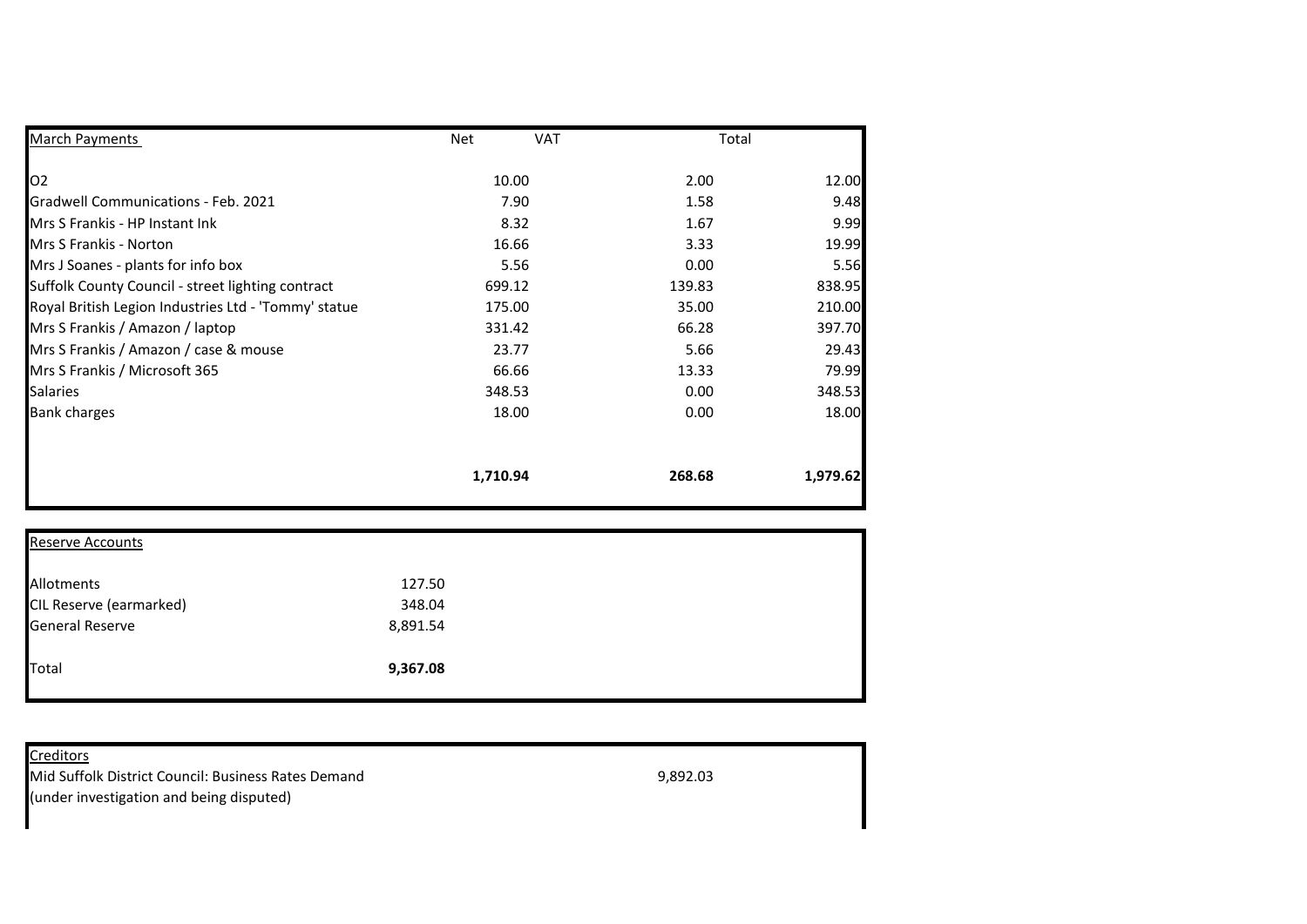| March Payments | Net | VAT | Total |
|---|---|---|---|
| O2 | 10.00 | 2.00 | 12.00 |
| Gradwell Communications - Feb. 2021 | 7.90 | 1.58 | 9.48 |
| Mrs S Frankis - HP Instant Ink | 8.32 | 1.67 | 9.99 |
| Mrs S Frankis - Norton | 16.66 | 3.33 | 19.99 |
| Mrs J Soanes - plants for info box | 5.56 | 0.00 | 5.56 |
| Suffolk County Council - street lighting contract | 699.12 | 139.83 | 838.95 |
| Royal British Legion Industries Ltd - 'Tommy' statue | 175.00 | 35.00 | 210.00 |
| Mrs S Frankis / Amazon / laptop | 331.42 | 66.28 | 397.70 |
| Mrs S Frankis / Amazon / case & mouse | 23.77 | 5.66 | 29.43 |
| Mrs S Frankis / Microsoft 365 | 66.66 | 13.33 | 79.99 |
| Salaries | 348.53 | 0.00 | 348.53 |
| Bank charges | 18.00 | 0.00 | 18.00 |
| | **1,710.94** | **268.68** | **1,979.62** |

| Reserve Accounts | |
|---|---|
| Allotments | 127.50 |
| CIL Reserve (earmarked) | 348.04 |
| General Reserve | 8,891.54 |
| Total | **9,367.08** |

| Creditors | |
|---|---|
| Mid Suffolk District Council: Business Rates Demand (under investigation and being disputed) | 9,892.03 |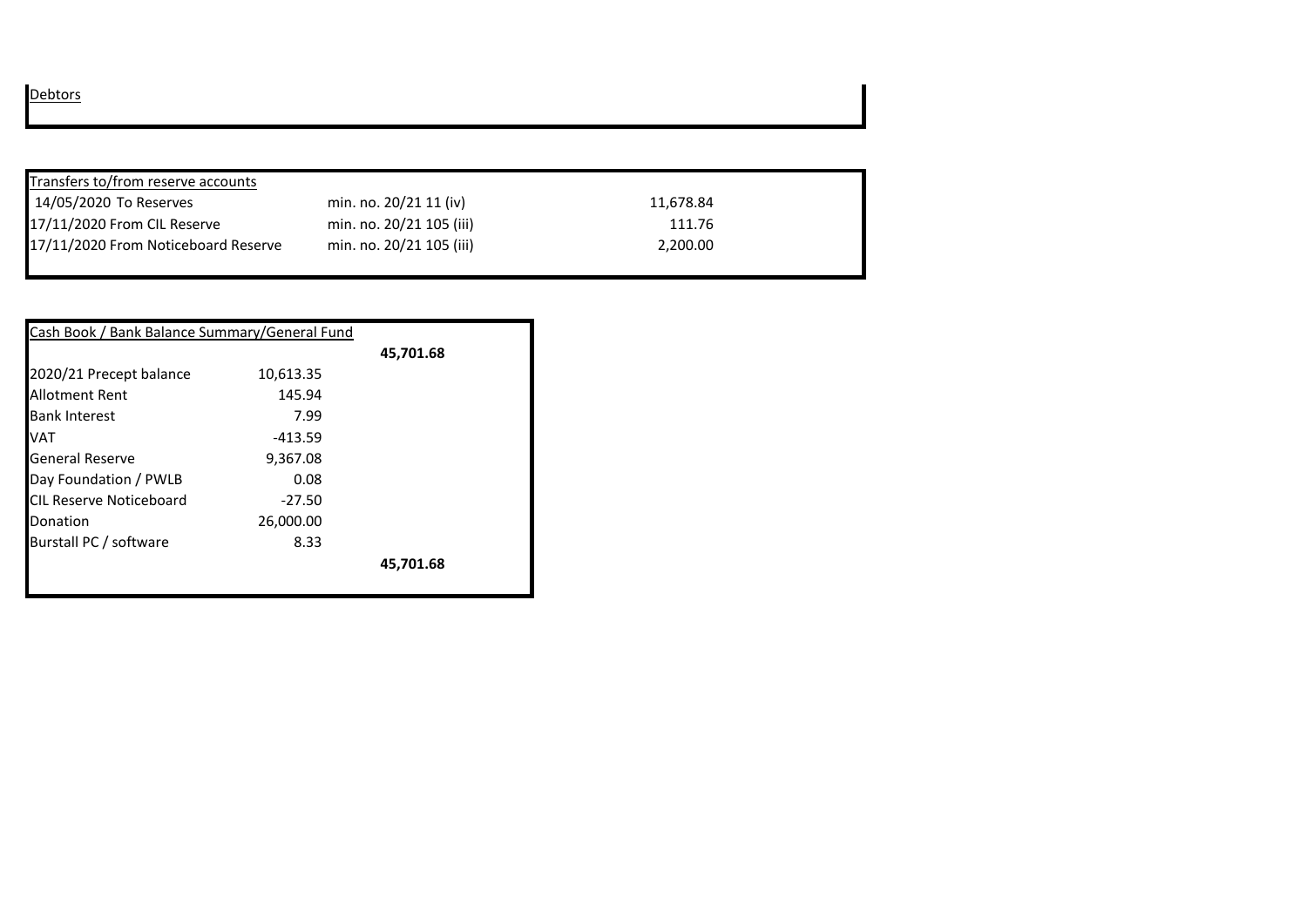Debtors

| | | |
|---|---|---|
| Transfers to/from reserve accounts | | |
| 14/05/2020 To Reserves | min. no. 20/21 11 (iv) | 11,678.84 |
| 17/11/2020 From CIL Reserve | min. no. 20/21 105 (iii) | 111.76 |
| 17/11/2020 From Noticeboard Reserve | min. no. 20/21 105 (iii) | 2,200.00 |

| | | |
|---|---|---|
| Cash Book / Bank Balance Summary/General Fund | | |
| | | **45,701.68** |
| 2020/21 Precept balance | 10,613.35 | |
| Allotment Rent | 145.94 | |
| Bank Interest | 7.99 | |
| VAT | -413.59 | |
| General Reserve | 9,367.08 | |
| Day Foundation / PWLB | 0.08 | |
| CIL Reserve Noticeboard | -27.50 | |
| Donation | 26,000.00 | |
| Burstall PC / software | 8.33 | |
| | | **45,701.68** |